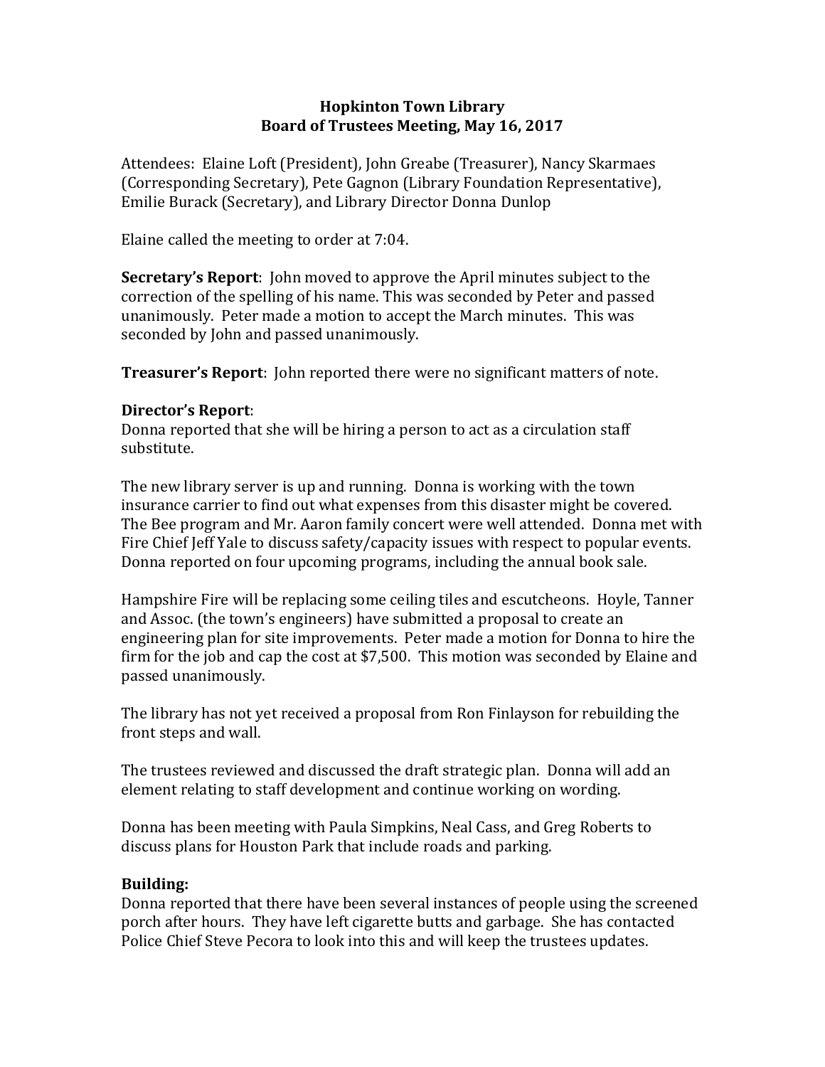# Hopkinton Town Library
## Board of Trustees Meeting, May 16, 2017

Attendees: Elaine Loft (President), John Greabe (Treasurer), Nancy Skarmaes (Corresponding Secretary), Pete Gagnon (Library Foundation Representative), Emilie Burack (Secretary), and Library Director Donna Dunlop

Elaine called the meeting to order at 7:04.

**Secretary's Report**: John moved to approve the April minutes subject to the correction of the spelling of his name. This was seconded by Peter and passed unanimously. Peter made a motion to accept the March minutes. This was seconded by John and passed unanimously.

**Treasurer's Report**: John reported there were no significant matters of note.

**Director's Report**:
Donna reported that she will be hiring a person to act as a circulation staff substitute.

The new library server is up and running. Donna is working with the town insurance carrier to find out what expenses from this disaster might be covered. The Bee program and Mr. Aaron family concert were well attended. Donna met with Fire Chief Jeff Yale to discuss safety/capacity issues with respect to popular events. Donna reported on four upcoming programs, including the annual book sale.

Hampshire Fire will be replacing some ceiling tiles and escutcheons. Hoyle, Tanner and Assoc. (the town's engineers) have submitted a proposal to create an engineering plan for site improvements. Peter made a motion for Donna to hire the firm for the job and cap the cost at $7,500. This motion was seconded by Elaine and passed unanimously.

The library has not yet received a proposal from Ron Finlayson for rebuilding the front steps and wall.

The trustees reviewed and discussed the draft strategic plan. Donna will add an element relating to staff development and continue working on wording.

Donna has been meeting with Paula Simpkins, Neal Cass, and Greg Roberts to discuss plans for Houston Park that include roads and parking.

**Building:**
Donna reported that there have been several instances of people using the screened porch after hours. They have left cigarette butts and garbage. She has contacted Police Chief Steve Pecora to look into this and will keep the trustees updates.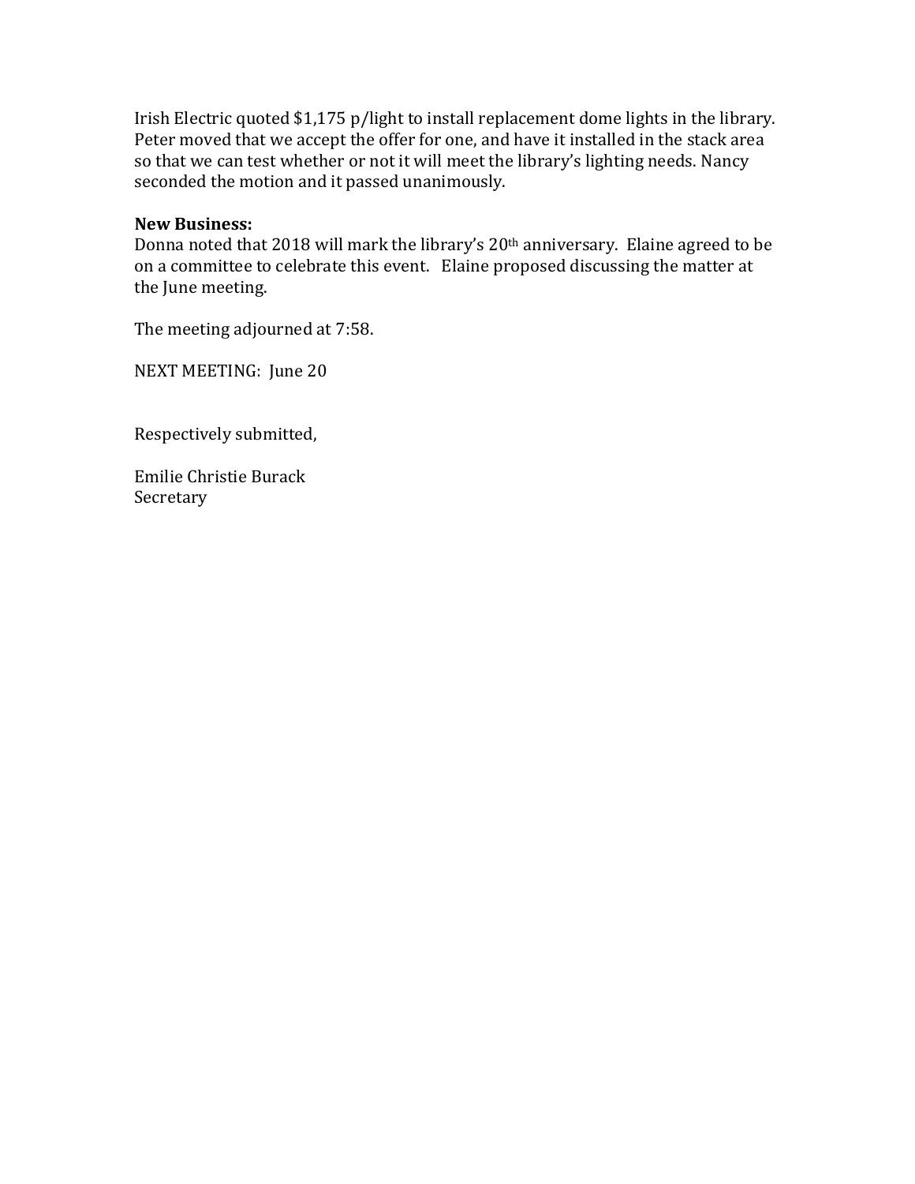Irish Electric quoted $1,175 p/light to install replacement dome lights in the library. Peter moved that we accept the offer for one, and have it installed in the stack area so that we can test whether or not it will meet the library's lighting needs. Nancy seconded the motion and it passed unanimously.

**New Business:**
Donna noted that 2018 will mark the library's 20th anniversary. Elaine agreed to be on a committee to celebrate this event. Elaine proposed discussing the matter at the June meeting.

The meeting adjourned at 7:58.

NEXT MEETING: June 20

Respectively submitted,

Emilie Christie Burack
Secretary